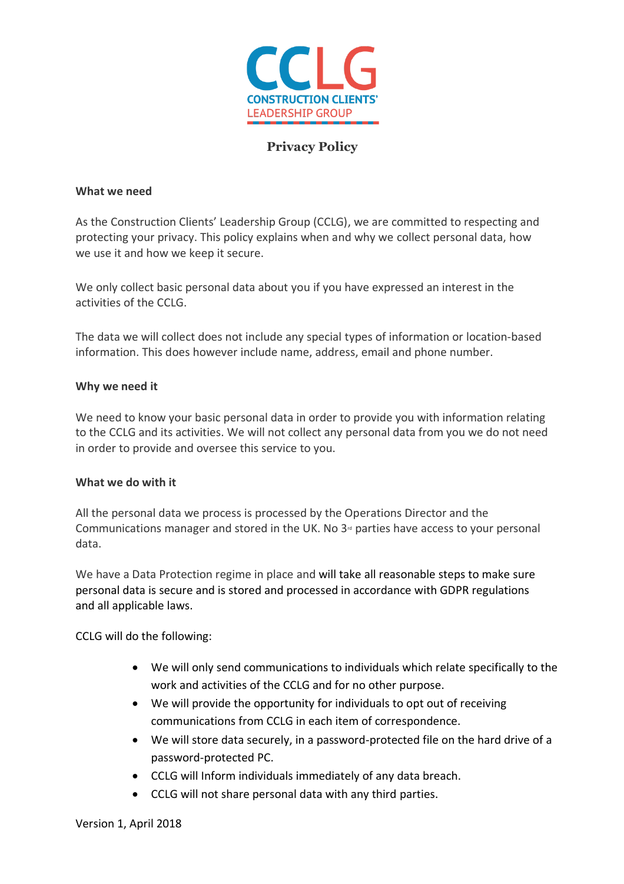# CCLG

CONSTRUCTION CLIENTS' LEADERSHIP GROUP

## Privacy Policy

**What we need**

As the Construction Clients' Leadership Group (CCLG), we are committed to respecting and protecting your privacy. This policy explains when and why we collect personal data, how we use it and how we keep it secure.

We only collect basic personal data about you if you have expressed an interest in the activities of the CCLG.

The data we will collect does not include any special types of information or location-based information. This does however include name, address, email and phone number.

**Why we need it**

We need to know your basic personal data in order to provide you with information relating to the CCLG and its activities. We will not collect any personal data from you we do not need in order to provide and oversee this service to you.

**What we do with it**

All the personal data we process is processed by the Operations Director and the Communications manager and stored in the UK. No 3rd parties have access to your personal data.

We have a Data Protection regime in place and will take all reasonable steps to make sure personal data is secure and is stored and processed in accordance with GDPR regulations and all applicable laws.

CCLG will do the following:

- We will only send communications to individuals which relate specifically to the work and activities of the CCLG and for no other purpose.
- We will provide the opportunity for individuals to opt out of receiving communications from CCLG in each item of correspondence.
- We will store data securely, in a password-protected file on the hard drive of a password-protected PC.
- CCLG will Inform individuals immediately of any data breach.
- CCLG will not share personal data with any third parties.

Version 1, April 2018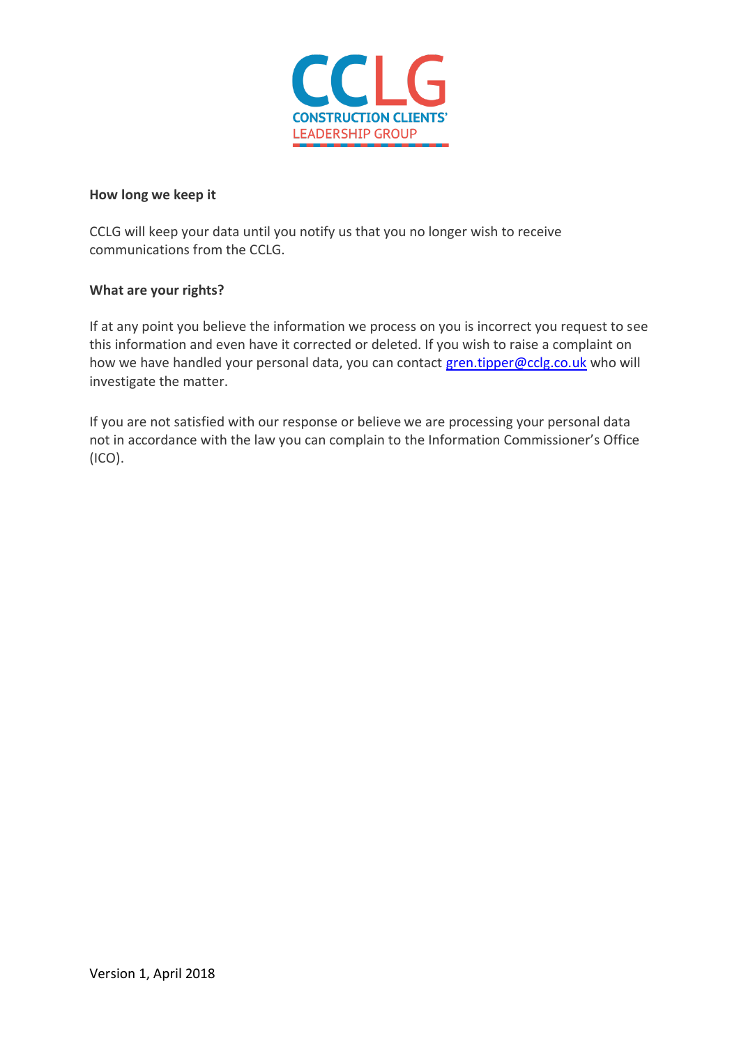**How long we keep it**

CCLG will keep your data until you notify us that you no longer wish to receive communications from the CCLG.

**What are your rights?**

If at any point you believe the information we process on you is incorrect you request to see this information and even have it corrected or deleted. If you wish to raise a complaint on how we have handled your personal data, you can contact gren.tipper@cclg.co.uk who will investigate the matter.

If you are not satisfied with our response or believe we are processing your personal data not in accordance with the law you can complain to the Information Commissioner's Office (ICO).

Version 1, April 2018